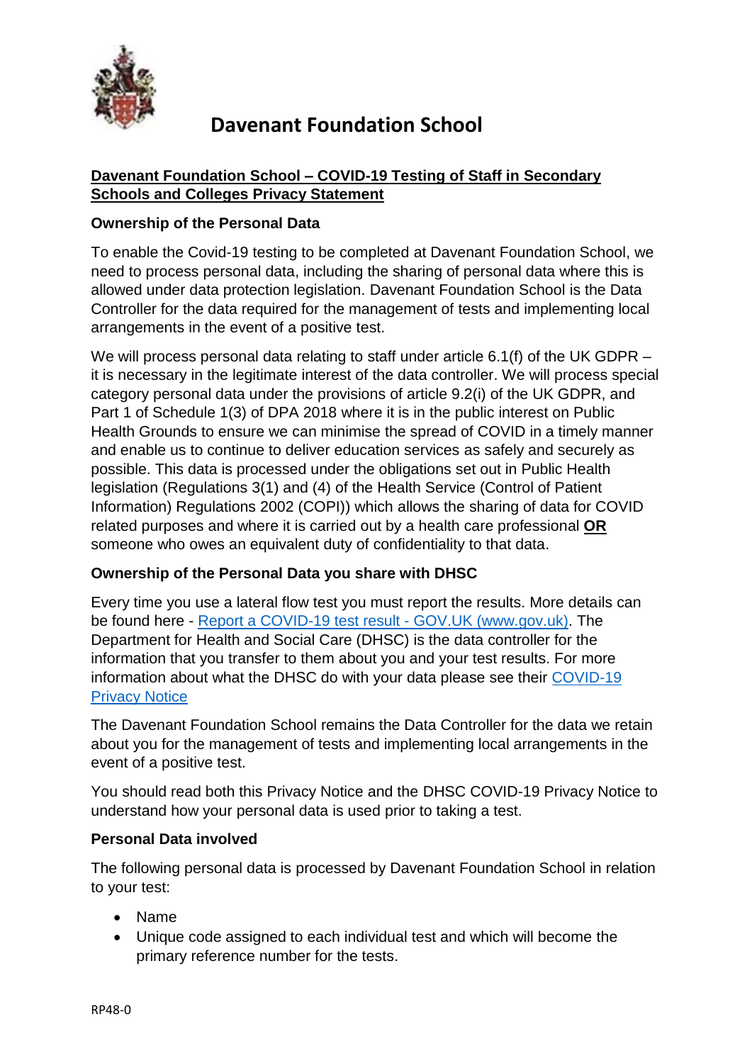# Davenant Foundation School

## Davenant Foundation School – COVID-19 Testing of Staff in Secondary Schools and Colleges Privacy Statement

### Ownership of the Personal Data

To enable the Covid-19 testing to be completed at Davenant Foundation School, we need to process personal data, including the sharing of personal data where this is allowed under data protection legislation. Davenant Foundation School is the Data Controller for the data required for the management of tests and implementing local arrangements in the event of a positive test.

We will process personal data relating to staff under article 6.1(f) of the UK GDPR – it is necessary in the legitimate interest of the data controller. We will process special category personal data under the provisions of article 9.2(i) of the UK GDPR, and Part 1 of Schedule 1(3) of DPA 2018 where it is in the public interest on Public Health Grounds to ensure we can minimise the spread of COVID in a timely manner and enable us to continue to deliver education services as safely and securely as possible. This data is processed under the obligations set out in Public Health legislation (Regulations 3(1) and (4) of the Health Service (Control of Patient Information) Regulations 2002 (COPI)) which allows the sharing of data for COVID related purposes and where it is carried out by a health care professional **OR** someone who owes an equivalent duty of confidentiality to that data.

### Ownership of the Personal Data you share with DHSC

Every time you use a lateral flow test you must report the results. More details can be found here - [Report a COVID-19 test result - GOV.UK (www.gov.uk)](). The Department for Health and Social Care (DHSC) is the data controller for the information that you transfer to them about you and your test results. For more information about what the DHSC do with your data please see their [COVID-19 Privacy Notice]()

The Davenant Foundation School remains the Data Controller for the data we retain about you for the management of tests and implementing local arrangements in the event of a positive test.

You should read both this Privacy Notice and the DHSC COVID-19 Privacy Notice to understand how your personal data is used prior to taking a test.

### Personal Data involved

The following personal data is processed by Davenant Foundation School in relation to your test:

- Name
- Unique code assigned to each individual test and which will become the primary reference number for the tests.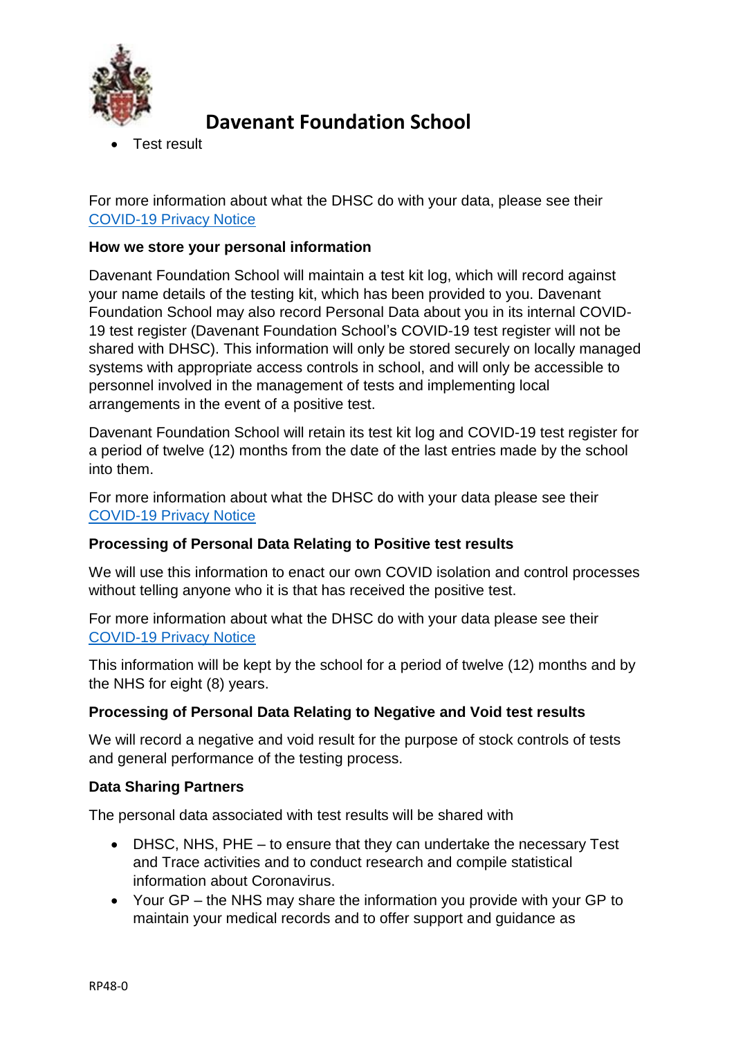- Test result

For more information about what the DHSC do with your data, please see their [COVID-19 Privacy Notice]

**How we store your personal information**

Davenant Foundation School will maintain a test kit log, which will record against your name details of the testing kit, which has been provided to you. Davenant Foundation School may also record Personal Data about you in its internal COVID-19 test register (Davenant Foundation School's COVID-19 test register will not be shared with DHSC). This information will only be stored securely on locally managed systems with appropriate access controls in school, and will only be accessible to personnel involved in the management of tests and implementing local arrangements in the event of a positive test.

Davenant Foundation School will retain its test kit log and COVID-19 test register for a period of twelve (12) months from the date of the last entries made by the school into them.

For more information about what the DHSC do with your data please see their [COVID-19 Privacy Notice]

**Processing of Personal Data Relating to Positive test results**

We will use this information to enact our own COVID isolation and control processes without telling anyone who it is that has received the positive test.

For more information about what the DHSC do with your data please see their [COVID-19 Privacy Notice]

This information will be kept by the school for a period of twelve (12) months and by the NHS for eight (8) years.

**Processing of Personal Data Relating to Negative and Void test results**

We will record a negative and void result for the purpose of stock controls of tests and general performance of the testing process.

**Data Sharing Partners**

The personal data associated with test results will be shared with

- DHSC, NHS, PHE – to ensure that they can undertake the necessary Test and Trace activities and to conduct research and compile statistical information about Coronavirus.
- Your GP – the NHS may share the information you provide with your GP to maintain your medical records and to offer support and guidance as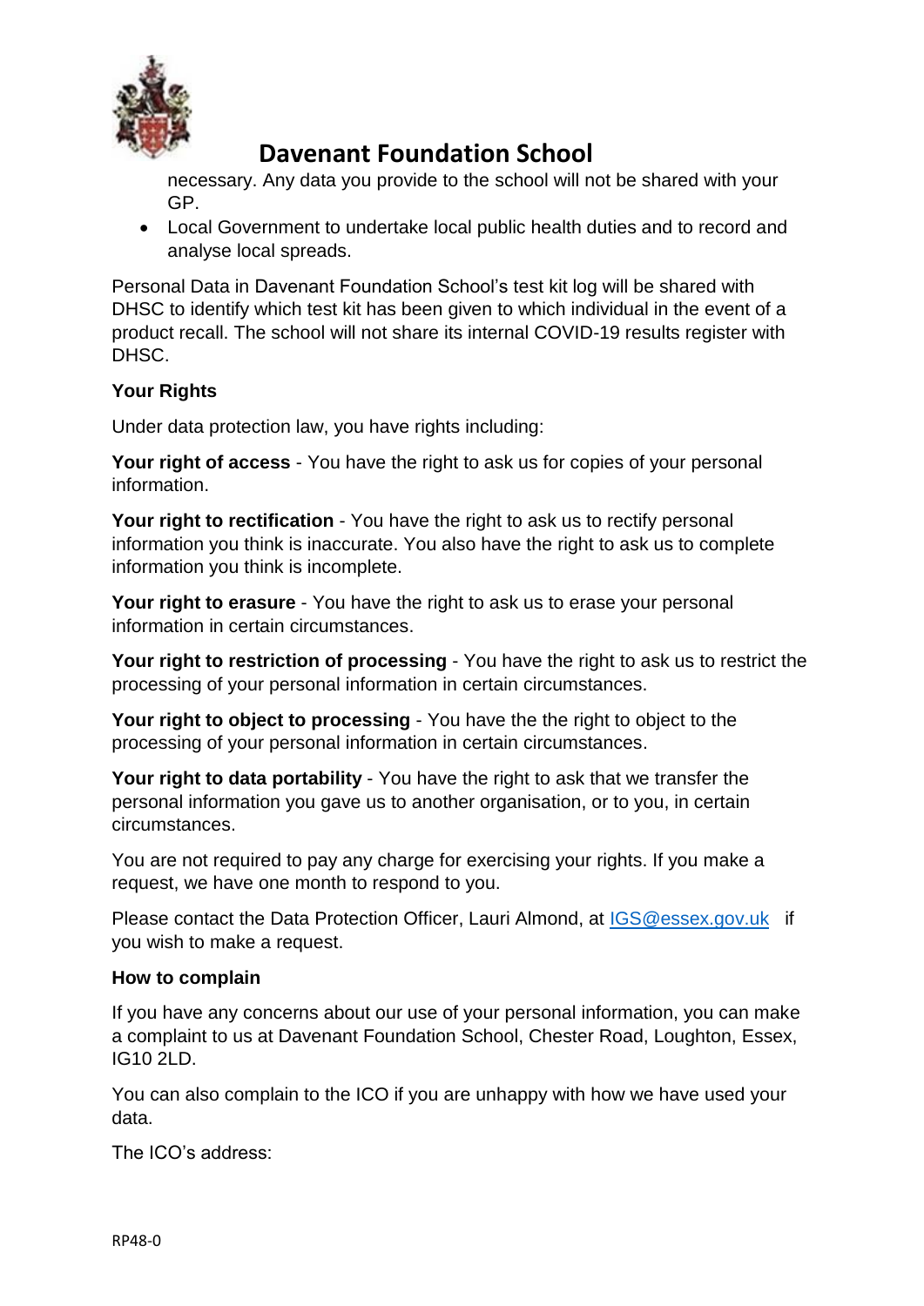necessary. Any data you provide to the school will not be shared with your GP.

- Local Government to undertake local public health duties and to record and analyse local spreads.

Personal Data in Davenant Foundation School's test kit log will be shared with DHSC to identify which test kit has been given to which individual in the event of a product recall. The school will not share its internal COVID-19 results register with DHSC.

**Your Rights**

Under data protection law, you have rights including:

**Your right of access** - You have the right to ask us for copies of your personal information.

**Your right to rectification** - You have the right to ask us to rectify personal information you think is inaccurate. You also have the right to ask us to complete information you think is incomplete.

**Your right to erasure** - You have the right to ask us to erase your personal information in certain circumstances.

**Your right to restriction of processing** - You have the right to ask us to restrict the processing of your personal information in certain circumstances.

**Your right to object to processing** - You have the the right to object to the processing of your personal information in certain circumstances.

**Your right to data portability** - You have the right to ask that we transfer the personal information you gave us to another organisation, or to you, in certain circumstances.

You are not required to pay any charge for exercising your rights. If you make a request, we have one month to respond to you.

Please contact the Data Protection Officer, Lauri Almond, at IGS@essex.gov.uk if you wish to make a request.

**How to complain**

If you have any concerns about our use of your personal information, you can make a complaint to us at Davenant Foundation School, Chester Road, Loughton, Essex, IG10 2LD.

You can also complain to the ICO if you are unhappy with how we have used your data.

The ICO's address: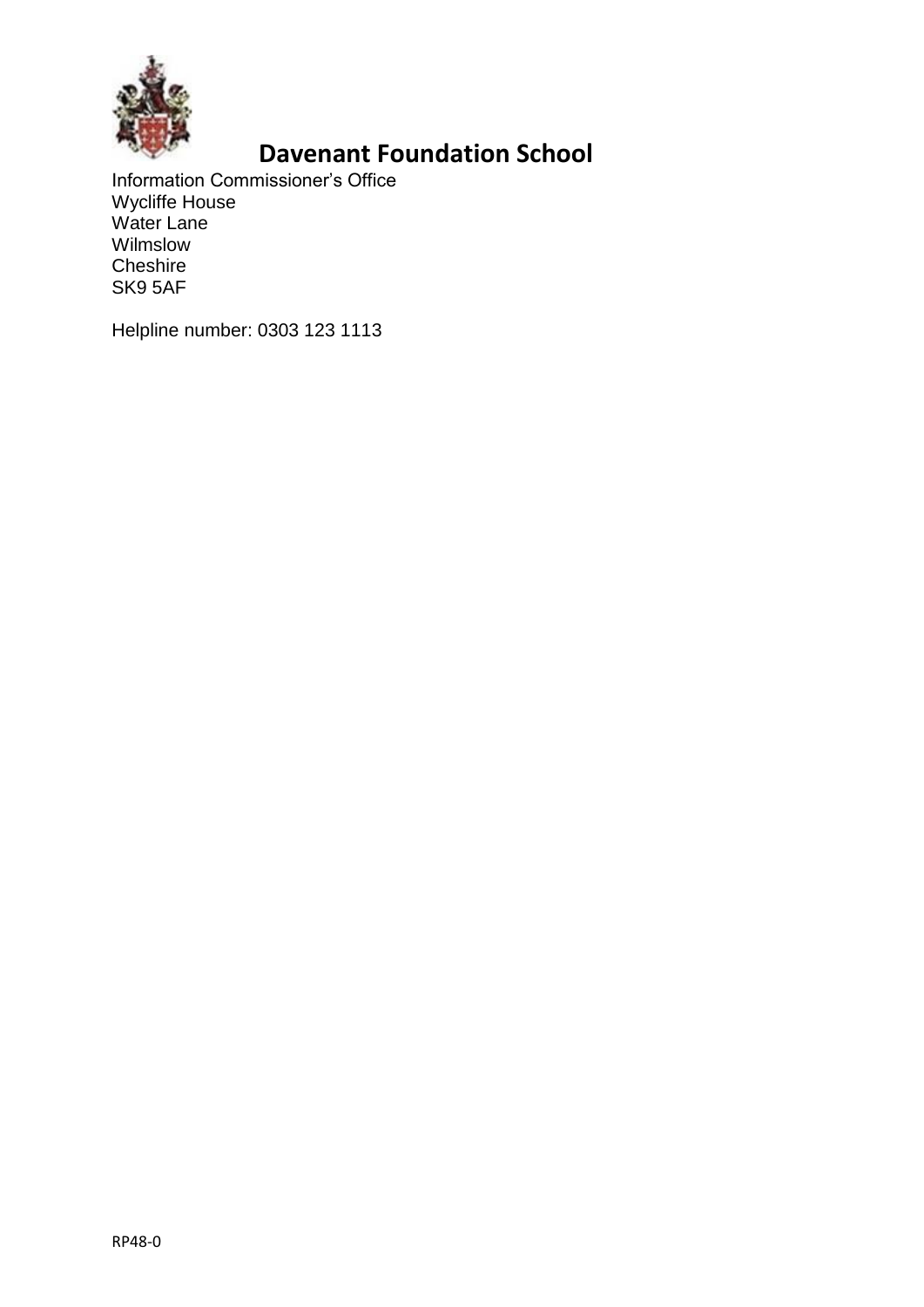# Davenant Foundation School

Information Commissioner's Office
Wycliffe House
Water Lane
Wilmslow
Cheshire
SK9 5AF

Helpline number: 0303 123 1113

RP48-0